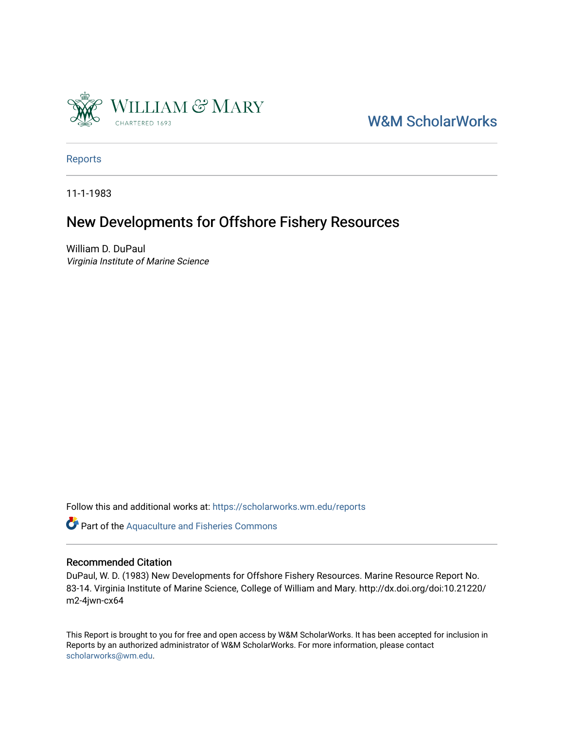William & Mary
CHARTERED 1693

W&M ScholarWorks

Reports

11-1-1983

# New Developments for Offshore Fishery Resources

William D. DuPaul
*Virginia Institute of Marine Science*

Follow this and additional works at: https://scholarworks.wm.edu/reports

Part of the Aquaculture and Fisheries Commons

## Recommended Citation

DuPaul, W. D. (1983) New Developments for Offshore Fishery Resources. Marine Resource Report No. 83-14. Virginia Institute of Marine Science, College of William and Mary. http://dx.doi.org/doi:10.21220/m2-4jwn-cx64

This Report is brought to you for free and open access by W&M ScholarWorks. It has been accepted for inclusion in Reports by an authorized administrator of W&M ScholarWorks. For more information, please contact scholarworks@wm.edu.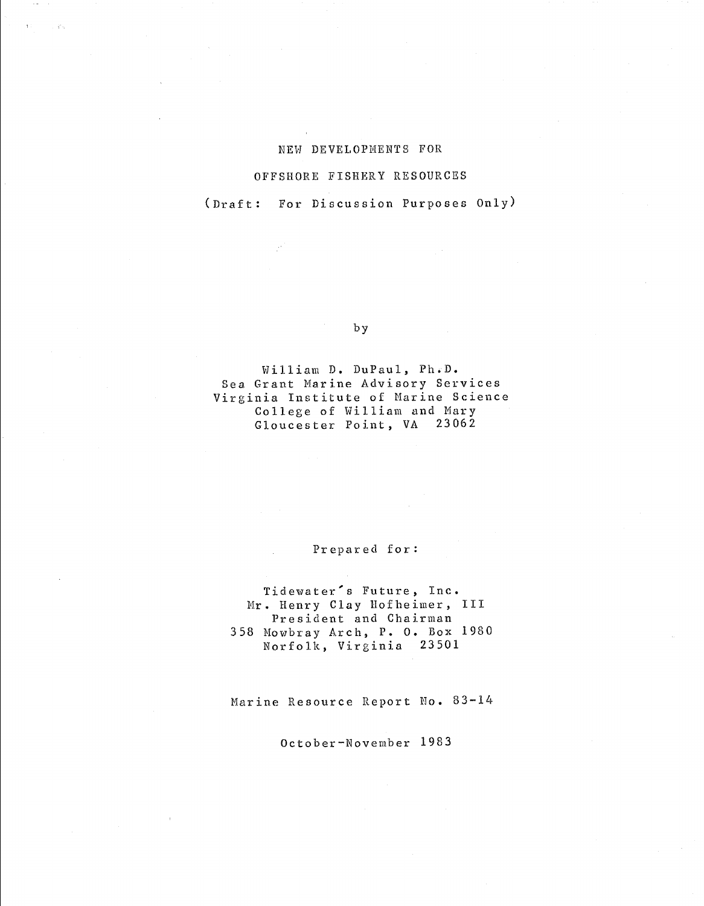# NEW DEVELOPMENTS FOR

# OFFSHORE FISHERY RESOURCES

(Draft: For Discussion Purposes Only)

by

William D. DuPaul, Ph.D.
Sea Grant Marine Advisory Services
Virginia Institute of Marine Science
College of William and Mary
Gloucester Point, VA 23062

Prepared for:

Tidewater's Future, Inc.
Mr. Henry Clay Hofheimer, III
President and Chairman
358 Mowbray Arch, P. O. Box 1980
Norfolk, Virginia 23501

Marine Resource Report No. 83-14

October-November 1983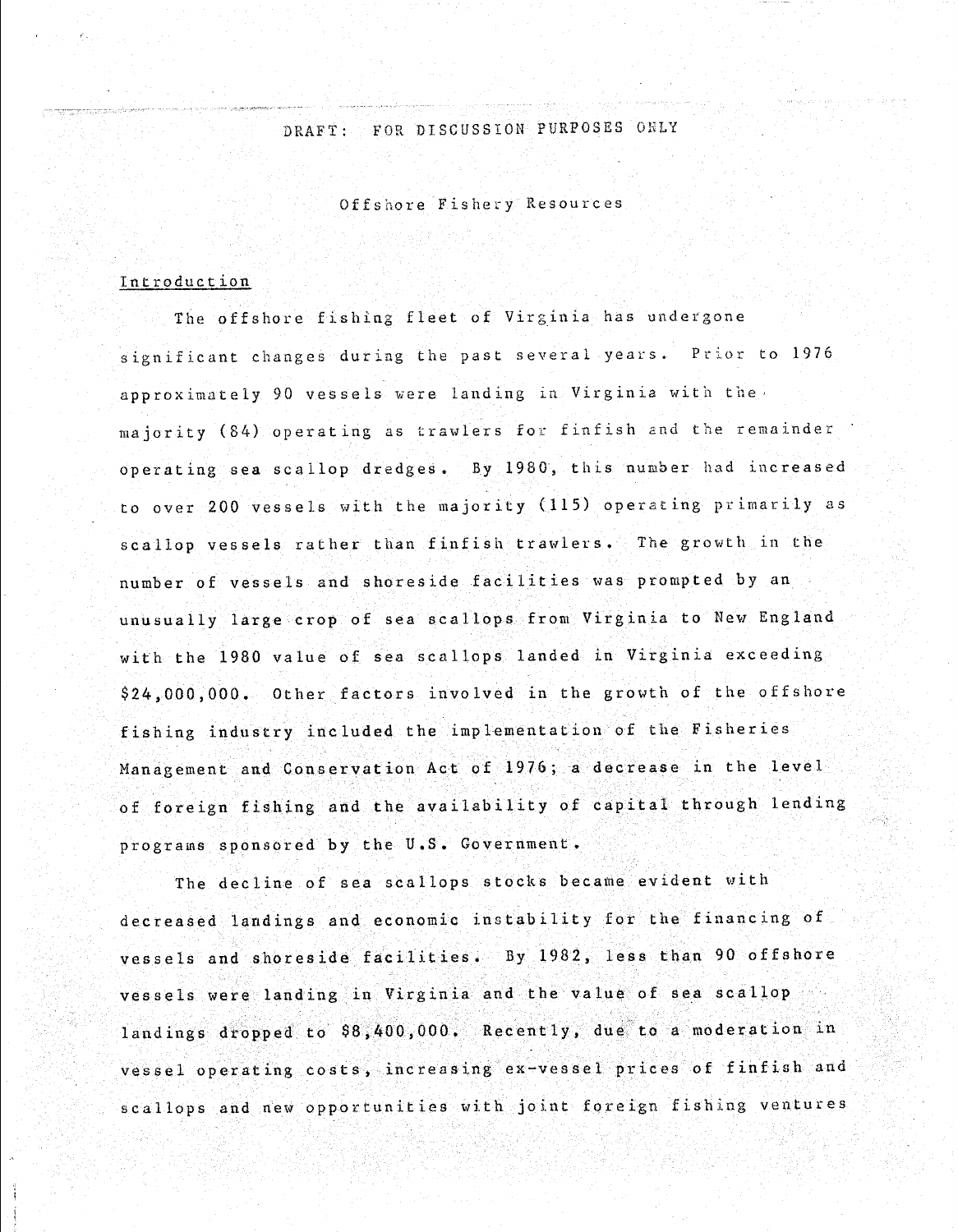DRAFT: FOR DISCUSSION PURPOSES ONLY

# Offshore Fishery Resources

## Introduction

The offshore fishing fleet of Virginia has undergone significant changes during the past several years. Prior to 1976 approximately 90 vessels were landing in Virginia with the majority (84) operating as trawlers for finfish and the remainder operating sea scallop dredges. By 1980, this number had increased to over 200 vessels with the majority (115) operating primarily as scallop vessels rather than finfish trawlers. The growth in the number of vessels and shoreside facilities was prompted by an unusually large crop of sea scallops from Virginia to New England with the 1980 value of sea scallops landed in Virginia exceeding $24,000,000. Other factors involved in the growth of the offshore fishing industry included the implementation of the Fisheries Management and Conservation Act of 1976; a decrease in the level of foreign fishing and the availability of capital through lending programs sponsored by the U.S. Government.

The decline of sea scallops stocks became evident with decreased landings and economic instability for the financing of vessels and shoreside facilities. By 1982, less than 90 offshore vessels were landing in Virginia and the value of sea scallop landings dropped to $8,400,000. Recently, due to a moderation in vessel operating costs, increasing ex-vessel prices of finfish and scallops and new opportunities with joint foreign fishing ventures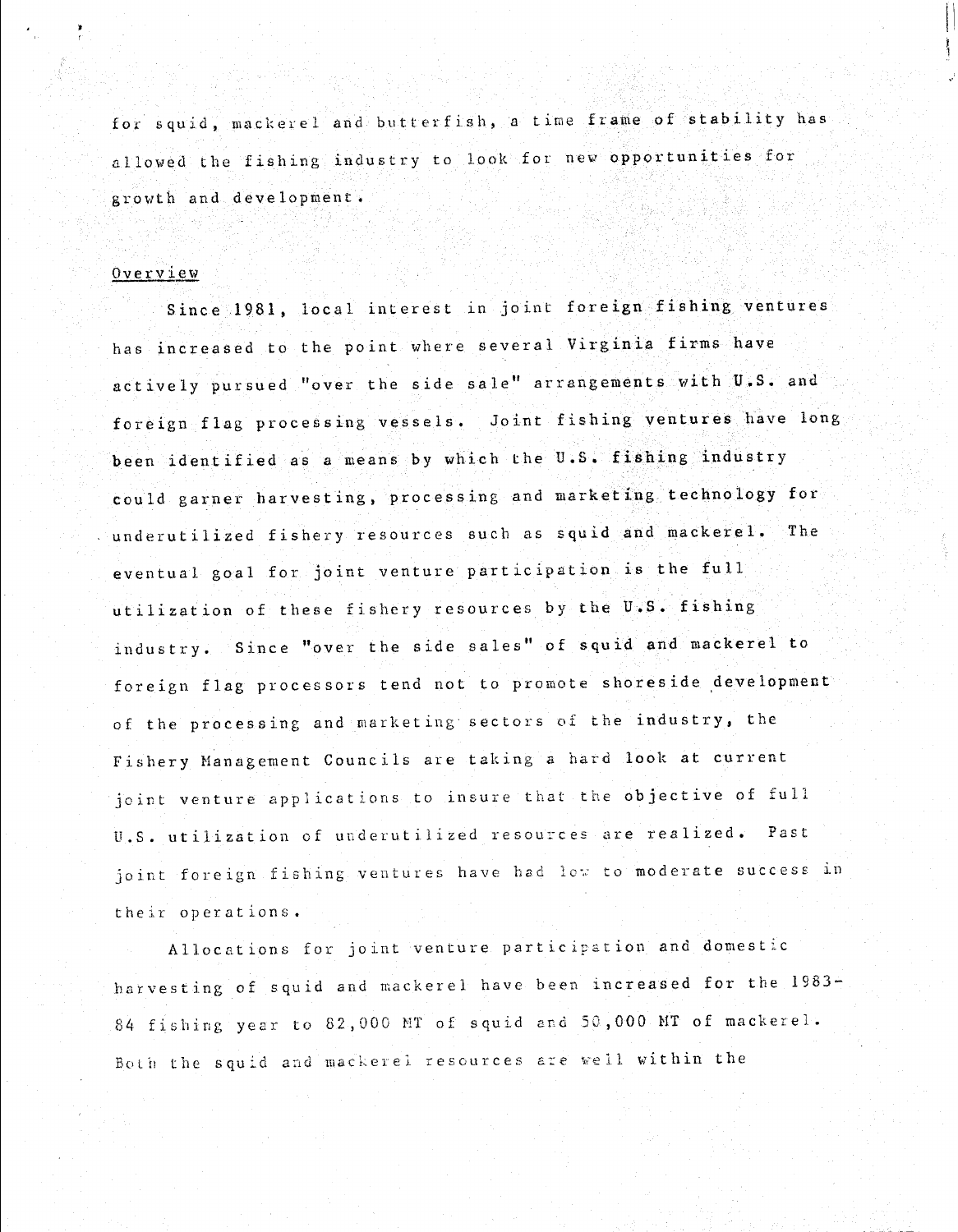for squid, mackerel and butterfish, a time frame of stability has allowed the fishing industry to look for new opportunities for growth and development.

## Overview

Since 1981, local interest in joint foreign fishing ventures has increased to the point where several Virginia firms have actively pursued "over the side sale" arrangements with U.S. and foreign flag processing vessels. Joint fishing ventures have long been identified as a means by which the U.S. fishing industry could garner harvesting, processing and marketing technology for underutilized fishery resources such as squid and mackerel. The eventual goal for joint venture participation is the full utilization of these fishery resources by the U.S. fishing industry. Since "over the side sales" of squid and mackerel to foreign flag processors tend not to promote shoreside development of the processing and marketing sectors of the industry, the Fishery Management Councils are taking a hard look at current joint venture applications to insure that the objective of full U.S. utilization of underutilized resources are realized. Past joint foreign fishing ventures have had low to moderate success in their operations.

Allocations for joint venture participation and domestic harvesting of squid and mackerel have been increased for the 1983-84 fishing year to 82,000 MT of squid and 50,000 MT of mackerel. Both the squid and mackerel resources are well within the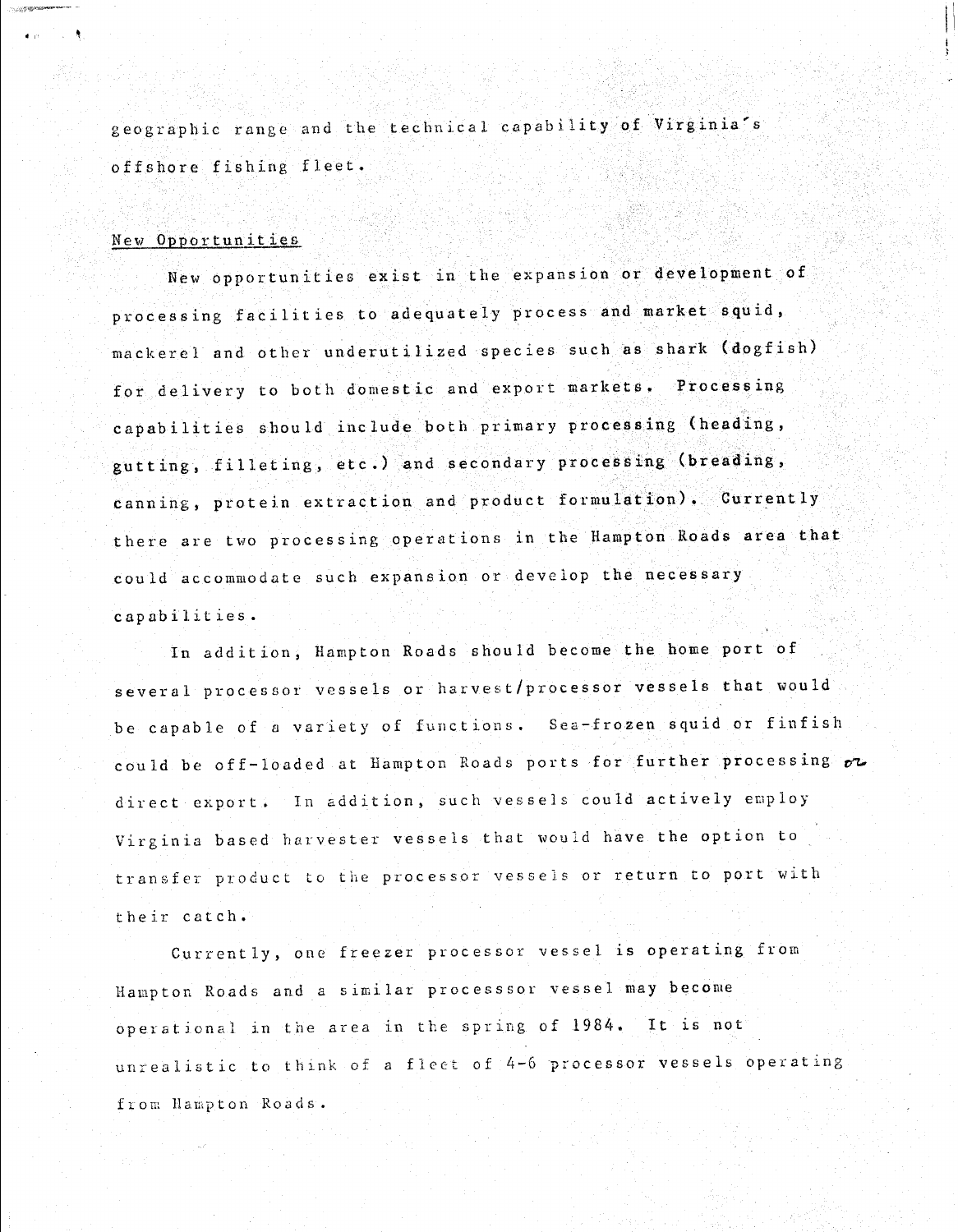geographic range and the technical capability of Virginia's offshore fishing fleet.

New Opportunities

New opportunities exist in the expansion or development of processing facilities to adequately process and market squid, mackerel and other underutilized species such as shark (dogfish) for delivery to both domestic and export markets. Processing capabilities should include both primary processing (heading, gutting, filleting, etc.) and secondary processing (breading, canning, protein extraction and product formulation). Currently there are two processing operations in the Hampton Roads area that could accommodate such expansion or develop the necessary capabilities.

In addition, Hampton Roads should become the home port of several processor vessels or harvest/processor vessels that would be capable of a variety of functions. Sea-frozen squid or finfish could be off-loaded at Hampton Roads ports for further processing or direct export. In addition, such vessels could actively employ Virginia based harvester vessels that would have the option to transfer product to the processor vessels or return to port with their catch.

Currently, one freezer processor vessel is operating from Hampton Roads and a similar processsor vessel may become operational in the area in the spring of 1984. It is not unrealistic to think of a fleet of 4-6 processor vessels operating from Hampton Roads.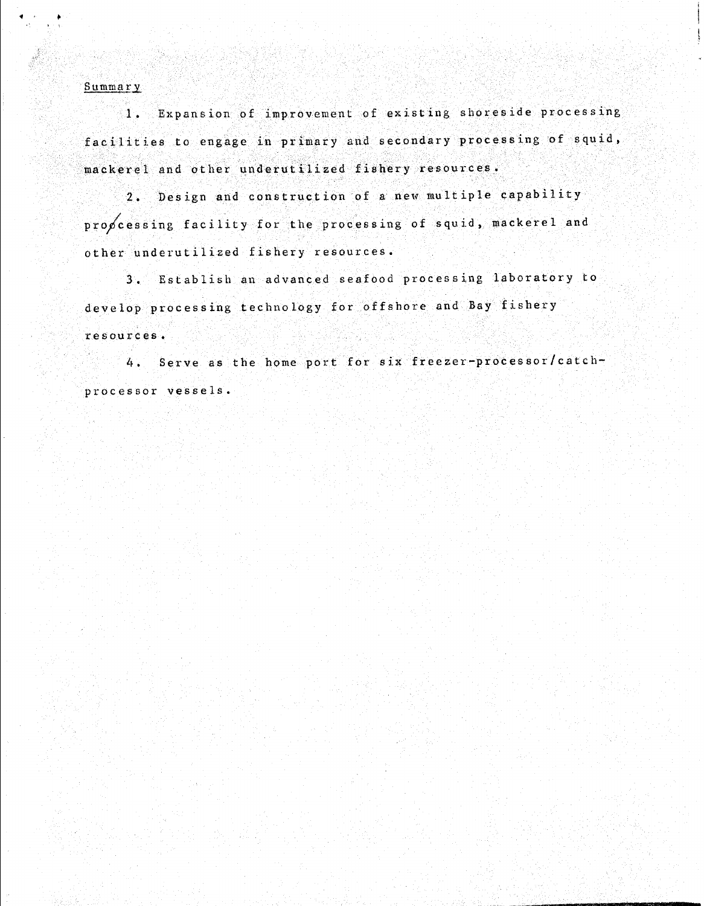<u>Summary</u>

1. Expansion of improvement of existing shoreside processing facilities to engage in primary and secondary processing of squid, mackerel and other underutilized fishery resources.

2. Design and construction of a new multiple capability processing facility for the processing of squid, mackerel and other underutilized fishery resources.

3. Establish an advanced seafood processing laboratory to develop processing technology for offshore and Bay fishery resources.

4. Serve as the home port for six freezer-processor/catch-processor vessels.